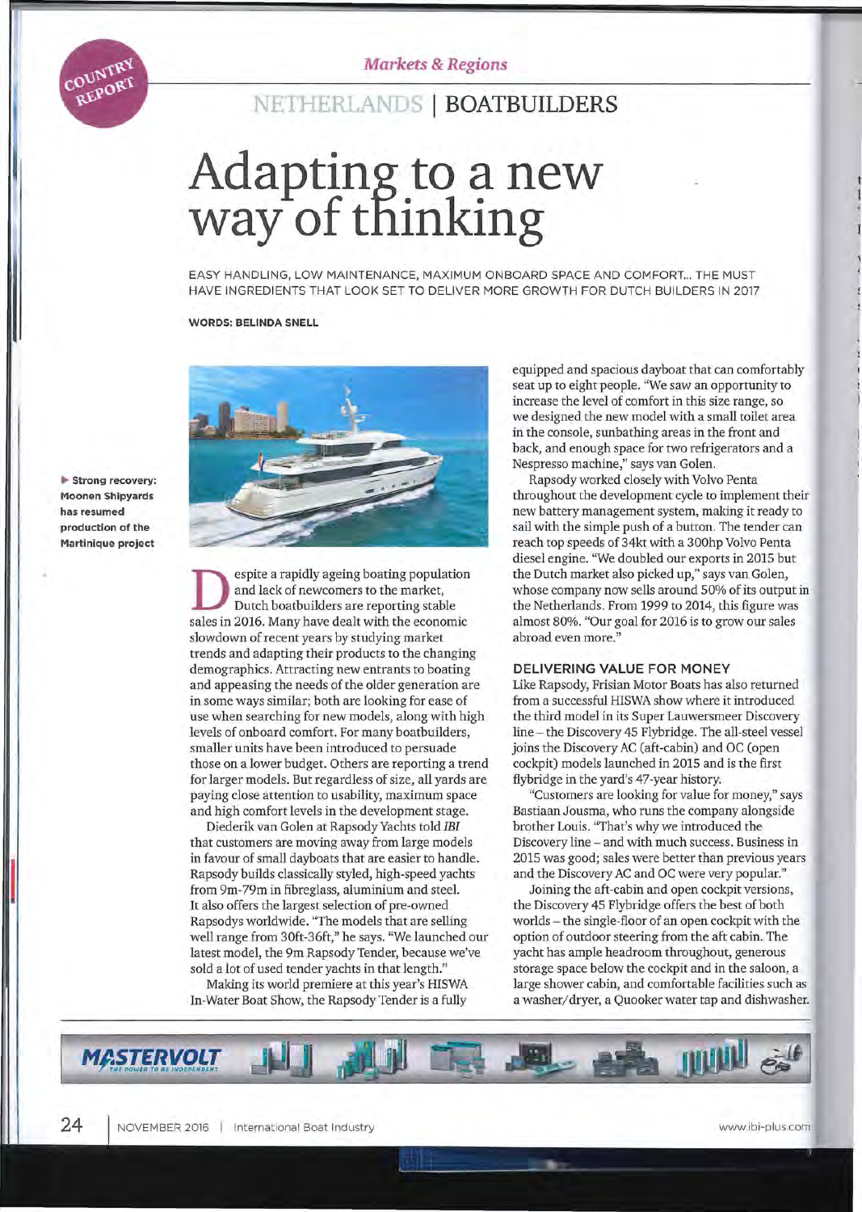COUNTRY REPORT

*Markets & Regions*

## NETHERLANDS | BOATBUILDERS

# Adapting to a new way of thinking

EASY HANDLING, LOW MAINTENANCE, MAXIMUM ONBOARD SPACE AND COMFORT... THE MUST HAVE INGREDIENTS THAT LOOK SET TO DELIVER MORE GROWTH FOR DUTCH BUILDERS IN 2017

**WORDS: BELINDA SNELL**

**Strong recovery: Moonen Shipyards has resumed production of the Martinique project**

Despite a rapidly ageing boating population and lack of newcomers to the market, Dutch boatbuilders are reporting stable sales in 2016. Many have dealt with the economic slowdown of recent years by studying market trends and adapting their products to the changing demographics. Attracting new entrants to boating and appeasing the needs of the older generation are in some ways similar; both are looking for ease of use when searching for new models, along with high levels of onboard comfort. For many boatbuilders, smaller units have been introduced to persuade those on a lower budget. Others are reporting a trend for larger models. But regardless of size, all yards are paying close attention to usability, maximum space and high comfort levels in the development stage.

Diederik van Golen at Rapsody Yachts told *IBI* that customers are moving away from large models in favour of small dayboats that are easier to handle. Rapsody builds classically styled, high-speed yachts from 9m-79m in fibreglass, aluminium and steel. It also offers the largest selection of pre-owned Rapsodys worldwide. "The models that are selling well range from 30ft-36ft," he says. "We launched our latest model, the 9m Rapsody Tender, because we've sold a lot of used tender yachts in that length."

Making its world premiere at this year's HISWA In-Water Boat Show, the Rapsody Tender is a fully equipped and spacious dayboat that can comfortably seat up to eight people. "We saw an opportunity to increase the level of comfort in this size range, so we designed the new model with a small toilet area in the console, sunbathing areas in the front and back, and enough space for two refrigerators and a Nespresso machine," says van Golen.

Rapsody worked closely with Volvo Penta throughout the development cycle to implement their new battery management system, making it ready to sail with the simple push of a button. The tender can reach top speeds of 34kt with a 300hp Volvo Penta diesel engine. "We doubled our exports in 2015 but the Dutch market also picked up," says van Golen, whose company now sells around 50% of its output in the Netherlands. From 1999 to 2014, this figure was almost 80%. "Our goal for 2016 is to grow our sales abroad even more."

### DELIVERING VALUE FOR MONEY

Like Rapsody, Frisian Motor Boats has also returned from a successful HISWA show where it introduced the third model in its Super Lauwersmeer Discovery line – the Discovery 45 Flybridge. The all-steel vessel joins the Discovery AC (aft-cabin) and OC (open cockpit) models launched in 2015 and is the first flybridge in the yard's 47-year history.

"Customers are looking for value for money," says Bastiaan Jousma, who runs the company alongside brother Louis. "That's why we introduced the Discovery line – and with much success. Business in 2015 was good; sales were better than previous years and the Discovery AC and OC were very popular."

Joining the aft-cabin and open cockpit versions, the Discovery 45 Flybridge offers the best of both worlds – the single-floor of an open cockpit with the option of outdoor steering from the aft cabin. The yacht has ample headroom throughout, generous storage space below the cockpit and in the saloon, a large shower cabin, and comfortable facilities such as a washer/dryer, a Quooker water tap and dishwasher.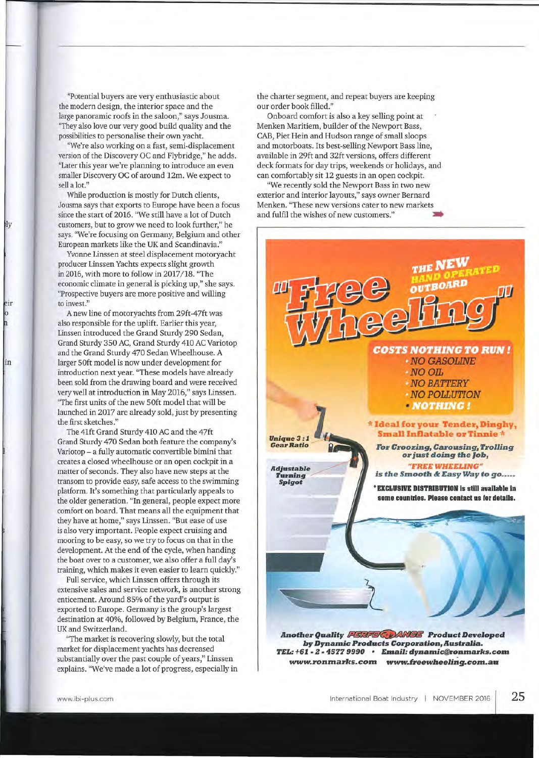"Potential buyers are very enthusiastic about the modern design, the interior space and the large panoramic roofs in the saloon," says Jousma. "They also love our very good build quality and the possibilities to personalise their own yacht.

"We're also working on a fast, semi-displacement version of the Discovery OC and Flybridge," he adds. "Later this year we're planning to introduce an even smaller Discovery OC of around 12m. We expect to sell a lot."

While production is mostly for Dutch clients, Jousma says that exports to Europe have been a focus since the start of 2016. "We still have a lot of Dutch customers, but to grow we need to look further," he says. "We're focusing on Germany, Belgium and other European markets like the UK and Scandinavia."

Yvonne Linssen at steel displacement motoryacht producer Linssen Yachts expects slight growth in 2016, with more to follow in 2017/18. "The economic climate in general is picking up," she says. "Prospective buyers are more positive and willing to invest."

A new line of motoryachts from 29ft-47ft was also responsible for the uplift. Earlier this year, Linssen introduced the Grand Sturdy 290 Sedan, Grand Sturdy 350 AC, Grand Sturdy 410 AC Variotop and the Grand Sturdy 470 Sedan Wheelhouse. A larger 50ft model is now under development for introduction next year. "These models have already been sold from the drawing board and were received very well at introduction in May 2016," says Linssen. "The first units of the new 50ft model that will be launched in 2017 are already sold, just by presenting the first sketches."

The 41ft Grand Sturdy 410 AC and the 47ft Grand Sturdy 470 Sedan both feature the company's Variotop – a fully automatic convertible bimini that creates a closed wheelhouse or an open cockpit in a matter of seconds. They also have new steps at the transom to provide easy, safe access to the swimming platform. It's something that particularly appeals to the older generation. "In general, people expect more comfort on board. That means all the equipment that they have at home," says Linssen. "But ease of use is also very important. People expect cruising and mooring to be easy, so we try to focus on that in the development. At the end of the cycle, when handing the boat over to a customer, we also offer a full day's training, which makes it even easier to learn quickly."

Full service, which Linssen offers through its extensive sales and service network, is another strong enticement. Around 85% of the yard's output is exported to Europe. Germany is the group's largest destination at 40%, followed by Belgium, France, the UK and Switzerland.

"The market is recovering slowly, but the total market for displacement yachts has decreased substantially over the past couple of years," Linssen explains. "We've made a lot of progress, especially in the charter segment, and repeat buyers are keeping our order book filled."

Onboard comfort is also a key selling point at Menken Maritiem, builder of the Newport Bass, CAB, Piet Hein and Hudson range of small sloops and motorboats. Its best-selling Newport Bass line, available in 29ft and 32ft versions, offers different deck formats for day trips, weekends or holidays, and can comfortably sit 12 guests in an open cockpit.

"We recently sold the Newport Bass in two new exterior and interior layouts," says owner Bernard Menken. "These new versions cater to new markets and fulfil the wishes of new customers."

"Free Wheeling" THE NEW HAND OPERATED OUTBOARD

COSTS NOTHING TO RUN !
- NO GASOLINE
- NO OIL
- NO BATTERY
- NO POLLUTION
- NOTHING !

Unique 3 : 1 Gear Ratio

Adjustable Turning Spigot

* Ideal for your Tender, Dinghy, Small Inflatable or Tinnie *

For Croozing, Carousing, Trolling or just doing the Job,
"FREE WHEELING" is the Smooth & Easy Way to go.....

* EXCLUSIVE DISTRIBUTION is still available in some countries. Please contact us for details.

Another Quality PERFORMANCE Product Developed by Dynamic Products Corporation, Australia.
TEL: +61 - 2 - 4577 9990 • Email: dynamic@ronmarks.com
www.ronmarks.com www.freewheeling.com.au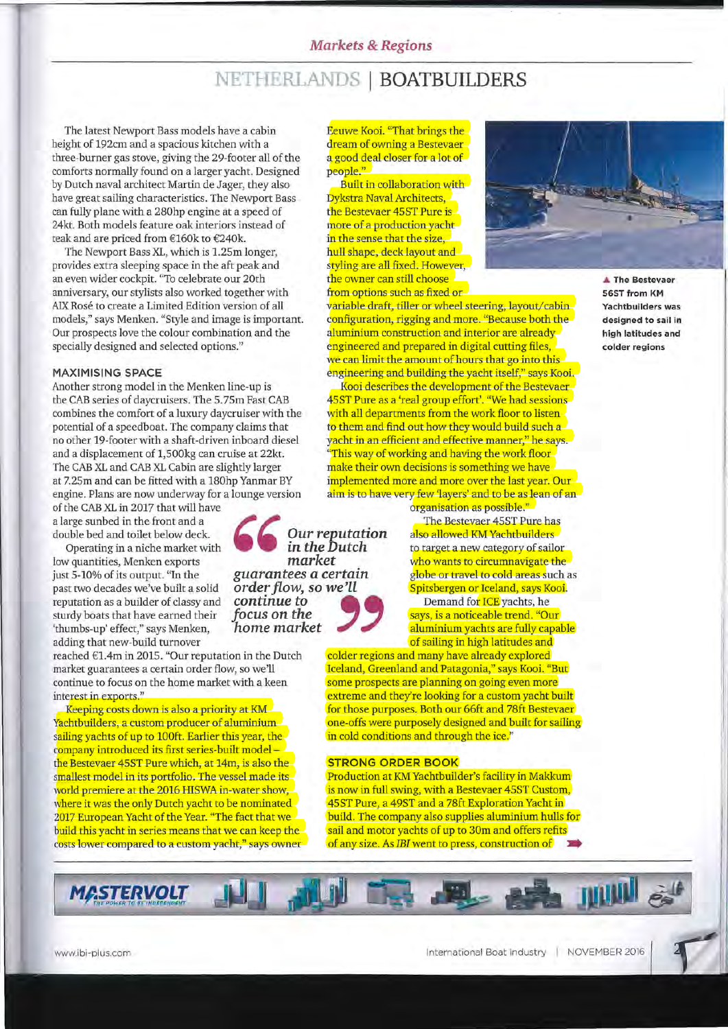## NETHERLANDS | BOATBUILDERS

The latest Newport Bass models have a cabin height of 192cm and a spacious kitchen with a three-burner gas stove, giving the 29-footer all of the comforts normally found on a larger yacht. Designed by Dutch naval architect Martin de Jager, they also have great sailing characteristics. The Newport Bass can fully plane with a 280hp engine at a speed of 24kt. Both models feature oak interiors instead of teak and are priced from €160k to €240k.

The Newport Bass XL, which is 1.25m longer, provides extra sleeping space in the aft peak and an even wider cockpit. "To celebrate our 20th anniversary, our stylists also worked together with AIX Rosé to create a Limited Edition version of all models," says Menken. "Style and image is important. Our prospects love the colour combination and the specially designed and selected options."

### MAXIMISING SPACE

Another strong model in the Menken line-up is the CAB series of daycruisers. The 5.75m Fast CAB combines the comfort of a luxury daycruiser with the potential of a speedboat. The company claims that no other 19-footer with a shaft-driven inboard diesel and a displacement of 1,500kg can cruise at 22kt. The CAB XL and CAB XL Cabin are slightly larger at 7.25m and can be fitted with a 180hp Yanmar BY engine. Plans are now underway for a lounge version of the CAB XL in 2017 that will have a large sunbed in the front and a double bed and toilet below deck.

Operating in a niche market with low quantities, Menken exports just 5-10% of its output. "In the past two decades we've built a solid reputation as a builder of classy and sturdy boats that have earned their 'thumbs-up' effect," says Menken, adding that new-build turnover reached €1.4m in 2015. "Our reputation in the Dutch market guarantees a certain order flow, so we'll continue to focus on the home market with a keen interest in exports."

> *"Our reputation in the Dutch market guarantees a certain order flow, so we'll continue to focus on the home market"*

Keeping costs down is also a priority at KM Yachtbuilders, a custom producer of aluminium sailing yachts of up to 100ft. Earlier this year, the company introduced its first series-built model – the Bestevaer 45ST Pure which, at 14m, is also the smallest model in its portfolio. The vessel made its world premiere at the 2016 HISWA in-water show, where it was the only Dutch yacht to be nominated 2017 European Yacht of the Year. "The fact that we build this yacht in series means that we can keep the costs lower compared to a custom yacht," says owner Eeuwe Kooi. "That brings the dream of owning a Bestevaer a good deal closer for a lot of people."

Built in collaboration with Dykstra Naval Architects, the Bestevaer 45ST Pure is more of a production yacht in the sense that the size, hull shape, deck layout and styling are all fixed. However, the owner can still choose from options such as fixed or variable draft, tiller or wheel steering, layout/cabin configuration, rigging and more. "Because both the aluminium construction and interior are already engineered and prepared in digital cutting files, we can limit the amount of hours that go into this engineering and building the yacht itself," says Kooi.

Kooi describes the development of the Bestevaer 45ST Pure as a 'real group effort'. "We had sessions with all departments from the work floor to listen to them and find out how they would build such a yacht in an efficient and effective manner," he says. "This way of working and having the work floor make their own decisions is something we have implemented more and more over the last year. Our aim is to have very few 'layers' and to be as lean of an organisation as possible."

The Bestevaer 45ST Pure has also allowed KM Yachtbuilders to target a new category of sailor who wants to circumnavigate the globe or travel to cold areas such as Spitsbergen or Iceland, says Kooi.

Demand for ICE yachts, he says, is a noticeable trend. "Our aluminium yachts are fully capable of sailing in high latitudes and colder regions and many have already explored Iceland, Greenland and Patagonia," says Kooi. "But some prospects are planning on going even more extreme and they're looking for a custom yacht built for those purposes. Both our 66ft and 78ft Bestevaer one-offs were purposely designed and built for sailing in cold conditions and through the ice."

▲ The Bestevaer 56ST from KM Yachtbuilders was designed to sail in high latitudes and colder regions

### STRONG ORDER BOOK

Production at KM Yachtbuilder's facility in Makkum is now in full swing, with a Bestevaer 45ST Custom, 45ST Pure, a 49ST and a 78ft Exploration Yacht in build. The company also supplies aluminium hulls for sail and motor yachts of up to 30m and offers refits of any size. As *IBI* went to press, construction of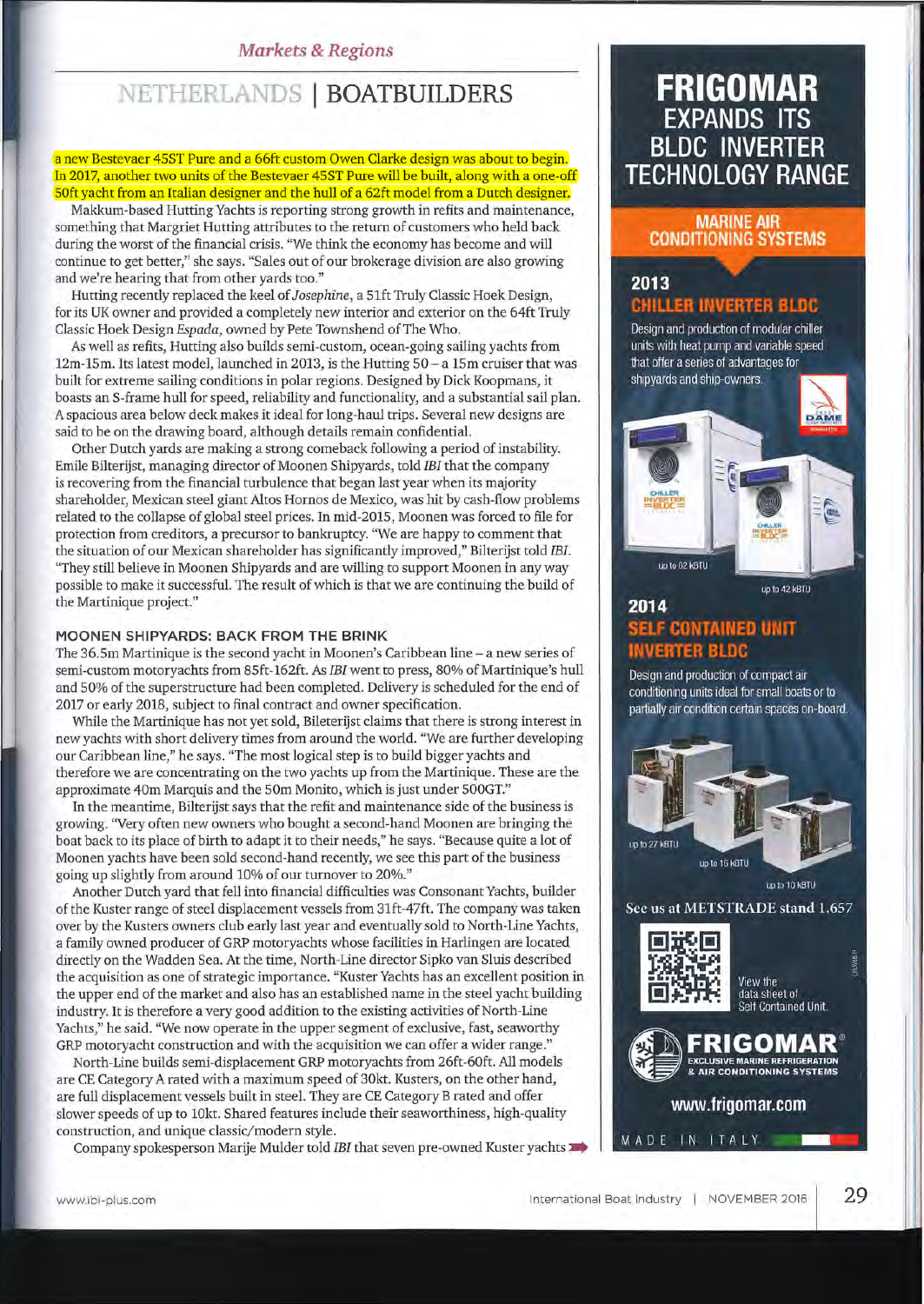*Markets & Regions*

# NETHERLANDS | BOATBUILDERS

a new Bestevaer 45ST Pure and a 66ft custom Owen Clarke design was about to begin. In 2017, another two units of the Bestevaer 45ST Pure will be built, along with a one-off 50ft yacht from an Italian designer and the hull of a 62ft model from a Dutch designer.

Makkum-based Hutting Yachts is reporting strong growth in refits and maintenance, something that Margriet Hutting attributes to the return of customers who held back during the worst of the financial crisis. "We think the economy has become and will continue to get better," she says. "Sales out of our brokerage division are also growing and we're hearing that from other yards too."

Hutting recently replaced the keel of *Josephine*, a 51ft Truly Classic Hoek Design, for its UK owner and provided a completely new interior and exterior on the 64ft Truly Classic Hoek Design *Espada*, owned by Pete Townshend of The Who.

As well as refits, Hutting also builds semi-custom, ocean-going sailing yachts from 12m-15m. Its latest model, launched in 2013, is the Hutting 50 – a 15m cruiser that was built for extreme sailing conditions in polar regions. Designed by Dick Koopmans, it boasts an S-frame hull for speed, reliability and functionality, and a substantial sail plan. A spacious area below deck makes it ideal for long-haul trips. Several new designs are said to be on the drawing board, although details remain confidential.

Other Dutch yards are making a strong comeback following a period of instability. Emile Bilterijst, managing director of Moonen Shipyards, told *IBI* that the company is recovering from the financial turbulence that began last year when its majority shareholder, Mexican steel giant Altos Hornos de Mexico, was hit by cash-flow problems related to the collapse of global steel prices. In mid-2015, Moonen was forced to file for protection from creditors, a precursor to bankruptcy. "We are happy to comment that the situation of our Mexican shareholder has significantly improved," Bilterijst told *IBI*. "They still believe in Moonen Shipyards and are willing to support Moonen in any way possible to make it successful. The result of which is that we are continuing the build of the Martinique project."

### MOONEN SHIPYARDS: BACK FROM THE BRINK

The 36.5m Martinique is the second yacht in Moonen's Caribbean line – a new series of semi-custom motoryachts from 85ft-162ft. As *IBI* went to press, 80% of Martinique's hull and 50% of the superstructure had been completed. Delivery is scheduled for the end of 2017 or early 2018, subject to final contract and owner specification.

While the Martinique has not yet sold, Bileterijst claims that there is strong interest in new yachts with short delivery times from around the world. "We are further developing our Caribbean line," he says. "The most logical step is to build bigger yachts and therefore we are concentrating on the two yachts up from the Martinique. These are the approximate 40m Marquis and the 50m Monito, which is just under 500GT."

In the meantime, Bilterijst says that the refit and maintenance side of the business is growing. "Very often new owners who bought a second-hand Moonen are bringing the boat back to its place of birth to adapt it to their needs," he says. "Because quite a lot of Moonen yachts have been sold second-hand recently, we see this part of the business going up slightly from around 10% of our turnover to 20%."

Another Dutch yard that fell into financial difficulties was Consonant Yachts, builder of the Kuster range of steel displacement vessels from 31ft-47ft. The company was taken over by the Kusters owners club early last year and eventually sold to North-Line Yachts, a family owned producer of GRP motoryachts whose facilities in Harlingen are located directly on the Wadden Sea. At the time, North-Line director Sipko van Sluis described the acquisition as one of strategic importance. "Kuster Yachts has an excellent position in the upper end of the market and also has an established name in the steel yacht building industry. It is therefore a very good addition to the existing activities of North-Line Yachts," he said. "We now operate in the upper segment of exclusive, fast, seaworthy GRP motoryacht construction and with the acquisition we can offer a wider range."

North-Line builds semi-displacement GRP motoryachts from 26ft-60ft. All models are CE Category A rated with a maximum speed of 30kt. Kusters, on the other hand, are full displacement vessels built in steel. They are CE Category B rated and offer slower speeds of up to 10kt. Shared features include their seaworthiness, high-quality construction, and unique classic/modern style.

Company spokesperson Marije Mulder told *IBI* that seven pre-owned Kuster yachts ➡

---

# FRIGOMAR EXPANDS ITS BLDC INVERTER TECHNOLOGY RANGE

## MARINE AIR CONDITIONING SYSTEMS

### 2013 CHILLER INVERTER BLDC

Design and production of modular chiller units with heat pump and variable speed that offer a series of advantages for shipyards and ship-owners.

up to 62 kBTU — up to 42 kBTU

### 2014 SELF CONTAINED UNIT INVERTER BLDC

Design and production of compact air conditioning units ideal for small boats or to partially air condition certain spaces on-board.

up to 27 kBTU — up to 16 kBTU — up to 10 kBTU

**See us at METSTRADE stand 1.657**

View the data sheet of Self Contained Unit.

**FRIGOMAR** — EXCLUSIVE MARINE REFRIGERATION & AIR CONDITIONING SYSTEMS

www.frigomar.com

MADE IN ITALY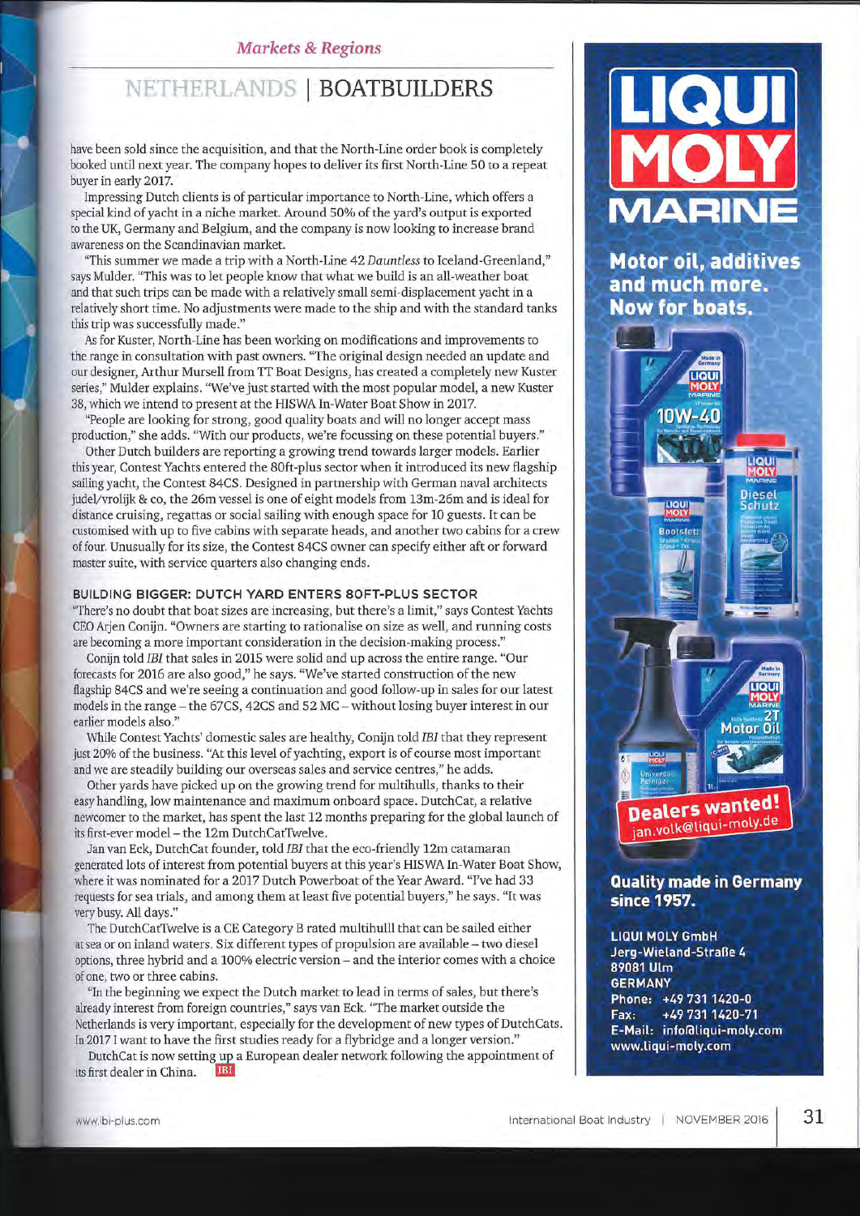## NETHERLANDS | BOATBUILDERS

have been sold since the acquisition, and that the North-Line order book is completely booked until next year. The company hopes to deliver its first North-Line 50 to a repeat buyer in early 2017.

Impressing Dutch clients is of particular importance to North-Line, which offers a special kind of yacht in a niche market. Around 50% of the yard's output is exported to the UK, Germany and Belgium, and the company is now looking to increase brand awareness on the Scandinavian market.

"This summer we made a trip with a North-Line 42 *Dauntless* to Iceland-Greenland," says Mulder. "This was to let people know that what we build is an all-weather boat and that such trips can be made with a relatively small semi-displacement yacht in a relatively short time. No adjustments were made to the ship and with the standard tanks this trip was successfully made."

As for Kuster, North-Line has been working on modifications and improvements to the range in consultation with past owners. "The original design needed an update and our designer, Arthur Mursell from TT Boat Designs, has created a completely new Kuster series," Mulder explains. "We've just started with the most popular model, a new Kuster 38, which we intend to present at the HISWA In-Water Boat Show in 2017.

"People are looking for strong, good quality boats and will no longer accept mass production," she adds. "With our products, we're focussing on these potential buyers."

Other Dutch builders are reporting a growing trend towards larger models. Earlier this year, Contest Yachts entered the 80ft-plus sector when it introduced its new flagship sailing yacht, the Contest 84CS. Designed in partnership with German naval architects judel/vrolijk & co, the 26m vessel is one of eight models from 13m-26m and is ideal for distance cruising, regattas or social sailing with enough space for 10 guests. It can be customised with up to five cabins with separate heads, and another two cabins for a crew of four. Unusually for its size, the Contest 84CS owner can specify either aft or forward master suite, with service quarters also changing ends.

### BUILDING BIGGER: DUTCH YARD ENTERS 80FT-PLUS SECTOR

"There's no doubt that boat sizes are increasing, but there's a limit," says Contest Yachts CEO Arjen Conijn. "Owners are starting to rationalise on size as well, and running costs are becoming a more important consideration in the decision-making process."

Conijn told *IBI* that sales in 2015 were solid and up across the entire range. "Our forecasts for 2016 are also good," he says. "We've started construction of the new flagship 84CS and we're seeing a continuation and good follow-up in sales for our latest models in the range – the 67CS, 42CS and 52 MC – without losing buyer interest in our earlier models also."

While Contest Yachts' domestic sales are healthy, Conijn told *IBI* that they represent just 20% of the business. "At this level of yachting, export is of course most important and we are steadily building our overseas sales and service centres," he adds.

Other yards have picked up on the growing trend for multihulls, thanks to their easy handling, low maintenance and maximum onboard space. DutchCat, a relative newcomer to the market, has spent the last 12 months preparing for the global launch of its first-ever model – the 12m DutchCatTwelve.

Jan van Eck, DutchCat founder, told *IBI* that the eco-friendly 12m catamaran generated lots of interest from potential buyers at this year's HISWA In-Water Boat Show, where it was nominated for a 2017 Dutch Powerboat of the Year Award. "I've had 33 requests for sea trials, and among them at least five potential buyers," he says. "It was very busy. All days."

The DutchCatTwelve is a CE Category B rated multihulll that can be sailed either at sea or on inland waters. Six different types of propulsion are available – two diesel options, three hybrid and a 100% electric version – and the interior comes with a choice of one, two or three cabins.

"In the beginning we expect the Dutch market to lead in terms of sales, but there's already interest from foreign countries," says van Eck. "The market outside the Netherlands is very important, especially for the development of new types of DutchCats. In 2017 I want to have the first studies ready for a flybridge and a longer version."

DutchCat is now setting up a European dealer network following the appointment of its first dealer in China.

---

**LIQUI MOLY MARINE**

**Motor oil, additives and much more. Now for boats.**

**Dealers wanted!**
jan.volk@liqui-moly.de

**Quality made in Germany since 1957.**

LIQUI MOLY GmbH
Jerg-Wieland-Straße 4
89081 Ulm
GERMANY
Phone: +49 731 1420-0
Fax: +49 731 1420-71
E-Mail: info@liqui-moly.com
www.liqui-moly.com